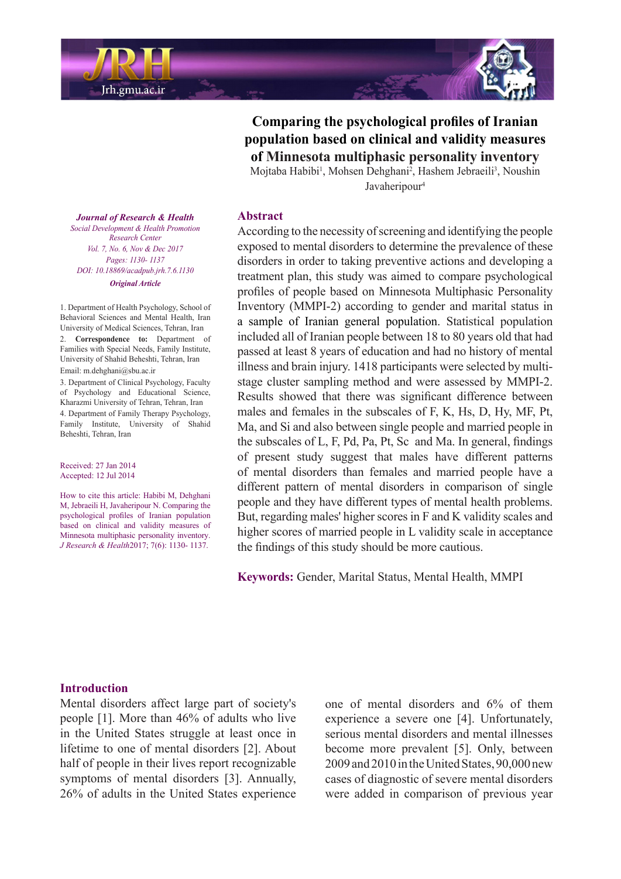# Comparing the psychological profiles of Iranian population based on clinical and validity measures of Minnesota multiphasic personality inventory

Mojtaba Habibi[1], Mohsen Dehghani[2], Hashem Jebraeili[3], Noushin Javaheripour[4]

*Journal of Research & Health*
*Social Development & Health Promotion Research Center*
*Vol. 7, No. 6, Nov & Dec 2017*
*Pages: 1130- 1137*
*DOI: 10.18869/acadpub.jrh.7.6.1130*
***Original Article***

1. Department of Health Psychology, School of Behavioral Sciences and Mental Health, Iran University of Medical Sciences, Tehran, Iran
2. **Correspondence to:** Department of Families with Special Needs, Family Institute, University of Shahid Beheshti, Tehran, Iran
Email: m.dehghani@sbu.ac.ir
3. Department of Clinical Psychology, Faculty of Psychology and Educational Science, Kharazmi University of Tehran, Tehran, Iran
4. Department of Family Therapy Psychology, Family Institute, University of Shahid Beheshti, Tehran, Iran

Received: 27 Jan 2014
Accepted: 12 Jul 2014

How to cite this article: Habibi M, Dehghani M, Jebraeili H, Javaheripour N. Comparing the psychological profiles of Iranian population based on clinical and validity measures of Minnesota multiphasic personality inventory. *J Research & Health* 2017; 7(6): 1130- 1137.

## Abstract

According to the necessity of screening and identifying the people exposed to mental disorders to determine the prevalence of these disorders in order to taking preventive actions and developing a treatment plan, this study was aimed to compare psychological profiles of people based on Minnesota Multiphasic Personality Inventory (MMPI-2) according to gender and marital status in a sample of Iranian general population. Statistical population included all of Iranian people between 18 to 80 years old that had passed at least 8 years of education and had no history of mental illness and brain injury. 1418 participants were selected by multi-stage cluster sampling method and were assessed by MMPI-2. Results showed that there was significant difference between males and females in the subscales of F, K, Hs, D, Hy, MF, Pt, Ma, and Si and also between single people and married people in the subscales of L, F, Pd, Pa, Pt, Sc and Ma. In general, findings of present study suggest that males have different patterns of mental disorders than females and married people have a different pattern of mental disorders in comparison of single people and they have different types of mental health problems. But, regarding males' higher scores in F and K validity scales and higher scores of married people in L validity scale in acceptance the findings of this study should be more cautious.

**Keywords:** Gender, Marital Status, Mental Health, MMPI

## Introduction

Mental disorders affect large part of society's people [1]. More than 46% of adults who live in the United States struggle at least once in lifetime to one of mental disorders [2]. About half of people in their lives report recognizable symptoms of mental disorders [3]. Annually, 26% of adults in the United States experience one of mental disorders and 6% of them experience a severe one [4]. Unfortunately, serious mental disorders and mental illnesses become more prevalent [5]. Only, between 2009 and 2010 in the United States, 90,000 new cases of diagnostic of severe mental disorders were added in comparison of previous year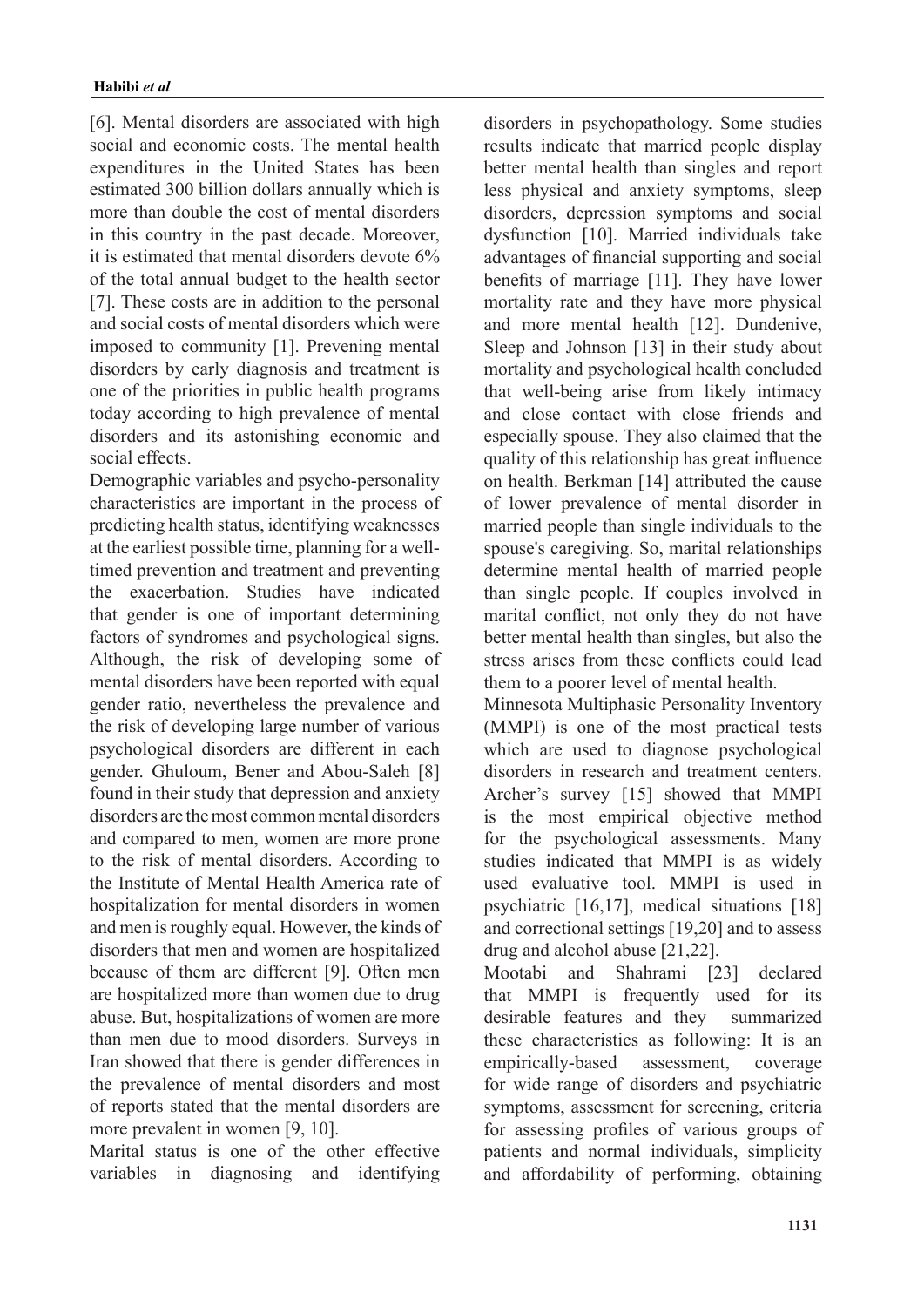[6]. Mental disorders are associated with high social and economic costs. The mental health expenditures in the United States has been estimated 300 billion dollars annually which is more than double the cost of mental disorders in this country in the past decade. Moreover, it is estimated that mental disorders devote 6% of the total annual budget to the health sector [7]. These costs are in addition to the personal and social costs of mental disorders which were imposed to community [1]. Prevening mental disorders by early diagnosis and treatment is one of the priorities in public health programs today according to high prevalence of mental disorders and its astonishing economic and social effects.

Demographic variables and psycho-personality characteristics are important in the process of predicting health status, identifying weaknesses at the earliest possible time, planning for a well-timed prevention and treatment and preventing the exacerbation. Studies have indicated that gender is one of important determining factors of syndromes and psychological signs. Although, the risk of developing some of mental disorders have been reported with equal gender ratio, nevertheless the prevalence and the risk of developing large number of various psychological disorders are different in each gender. Ghuloum, Bener and Abou-Saleh [8] found in their study that depression and anxiety disorders are the most common mental disorders and compared to men, women are more prone to the risk of mental disorders. According to the Institute of Mental Health America rate of hospitalization for mental disorders in women and men is roughly equal. However, the kinds of disorders that men and women are hospitalized because of them are different [9]. Often men are hospitalized more than women due to drug abuse. But, hospitalizations of women are more than men due to mood disorders. Surveys in Iran showed that there is gender differences in the prevalence of mental disorders and most of reports stated that the mental disorders are more prevalent in women [9, 10].

Marital status is one of the other effective variables in diagnosing and identifying disorders in psychopathology. Some studies results indicate that married people display better mental health than singles and report less physical and anxiety symptoms, sleep disorders, depression symptoms and social dysfunction [10]. Married individuals take advantages of financial supporting and social benefits of marriage [11]. They have lower mortality rate and they have more physical and more mental health [12]. Dundenive, Sleep and Johnson [13] in their study about mortality and psychological health concluded that well-being arise from likely intimacy and close contact with close friends and especially spouse. They also claimed that the quality of this relationship has great influence on health. Berkman [14] attributed the cause of lower prevalence of mental disorder in married people than single individuals to the spouse's caregiving. So, marital relationships determine mental health of married people than single people. If couples involved in marital conflict, not only they do not have better mental health than singles, but also the stress arises from these conflicts could lead them to a poorer level of mental health.

Minnesota Multiphasic Personality Inventory (MMPI) is one of the most practical tests which are used to diagnose psychological disorders in research and treatment centers. Archer's survey [15] showed that MMPI is the most empirical objective method for the psychological assessments. Many studies indicated that MMPI is as widely used evaluative tool. MMPI is used in psychiatric [16,17], medical situations [18] and correctional settings [19,20] and to assess drug and alcohol abuse [21,22].

Mootabi and Shahrami [23] declared that MMPI is frequently used for its desirable features and they summarized these characteristics as following: It is an empirically-based assessment, coverage for wide range of disorders and psychiatric symptoms, assessment for screening, criteria for assessing profiles of various groups of patients and normal individuals, simplicity and affordability of performing, obtaining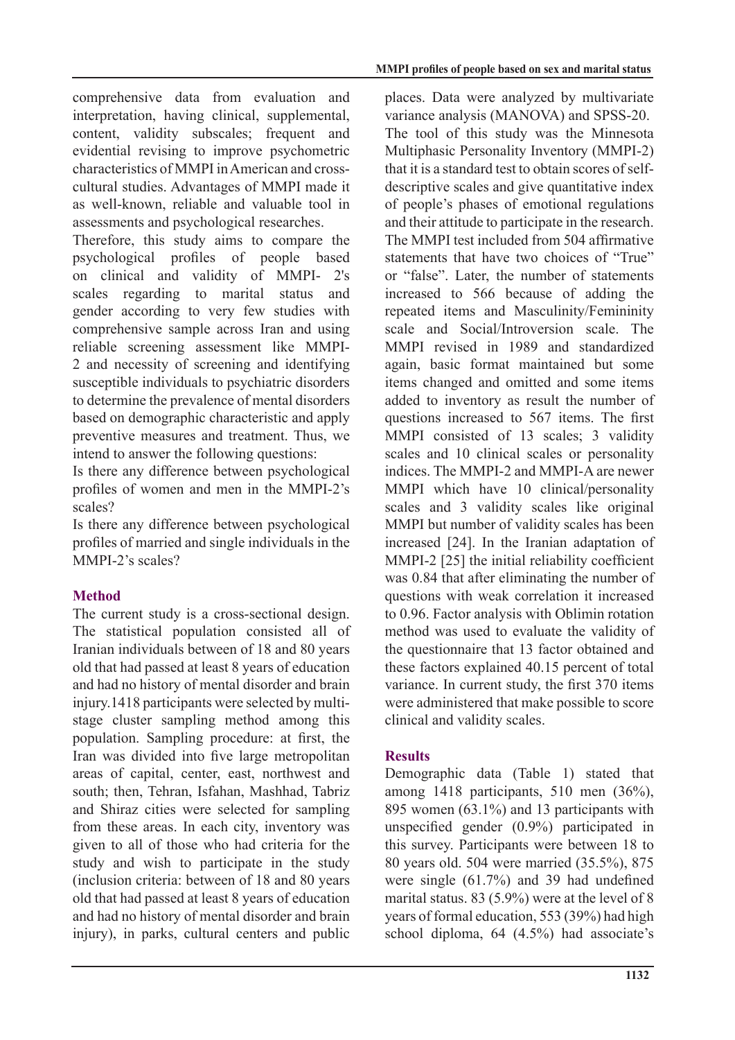comprehensive data from evaluation and interpretation, having clinical, supplemental, content, validity subscales; frequent and evidential revising to improve psychometric characteristics of MMPI in American and cross-cultural studies. Advantages of MMPI made it as well-known, reliable and valuable tool in assessments and psychological researches.

Therefore, this study aims to compare the psychological profiles of people based on clinical and validity of MMPI- 2's scales regarding to marital status and gender according to very few studies with comprehensive sample across Iran and using reliable screening assessment like MMPI-2 and necessity of screening and identifying susceptible individuals to psychiatric disorders to determine the prevalence of mental disorders based on demographic characteristic and apply preventive measures and treatment. Thus, we intend to answer the following questions:

Is there any difference between psychological profiles of women and men in the MMPI-2's scales?

Is there any difference between psychological profiles of married and single individuals in the MMPI-2's scales?

## Method

The current study is a cross-sectional design. The statistical population consisted all of Iranian individuals between of 18 and 80 years old that had passed at least 8 years of education and had no history of mental disorder and brain injury.1418 participants were selected by multi-stage cluster sampling method among this population. Sampling procedure: at first, the Iran was divided into five large metropolitan areas of capital, center, east, northwest and south; then, Tehran, Isfahan, Mashhad, Tabriz and Shiraz cities were selected for sampling from these areas. In each city, inventory was given to all of those who had criteria for the study and wish to participate in the study (inclusion criteria: between of 18 and 80 years old that had passed at least 8 years of education and had no history of mental disorder and brain injury), in parks, cultural centers and public places. Data were analyzed by multivariate variance analysis (MANOVA) and SPSS-20.

The tool of this study was the Minnesota Multiphasic Personality Inventory (MMPI-2) that it is a standard test to obtain scores of self-descriptive scales and give quantitative index of people's phases of emotional regulations and their attitude to participate in the research. The MMPI test included from 504 affirmative statements that have two choices of "True" or "false". Later, the number of statements increased to 566 because of adding the repeated items and Masculinity/Femininity scale and Social/Introversion scale. The MMPI revised in 1989 and standardized again, basic format maintained but some items changed and omitted and some items added to inventory as result the number of questions increased to 567 items. The first MMPI consisted of 13 scales; 3 validity scales and 10 clinical scales or personality indices. The MMPI-2 and MMPI-A are newer MMPI which have 10 clinical/personality scales and 3 validity scales like original MMPI but number of validity scales has been increased [24]. In the Iranian adaptation of MMPI-2 [25] the initial reliability coefficient was 0.84 that after eliminating the number of questions with weak correlation it increased to 0.96. Factor analysis with Oblimin rotation method was used to evaluate the validity of the questionnaire that 13 factor obtained and these factors explained 40.15 percent of total variance. In current study, the first 370 items were administered that make possible to score clinical and validity scales.

## Results

Demographic data (Table 1) stated that among 1418 participants, 510 men (36%), 895 women (63.1%) and 13 participants with unspecified gender (0.9%) participated in this survey. Participants were between 18 to 80 years old. 504 were married (35.5%), 875 were single (61.7%) and 39 had undefined marital status. 83 (5.9%) were at the level of 8 years of formal education, 553 (39%) had high school diploma, 64 (4.5%) had associate's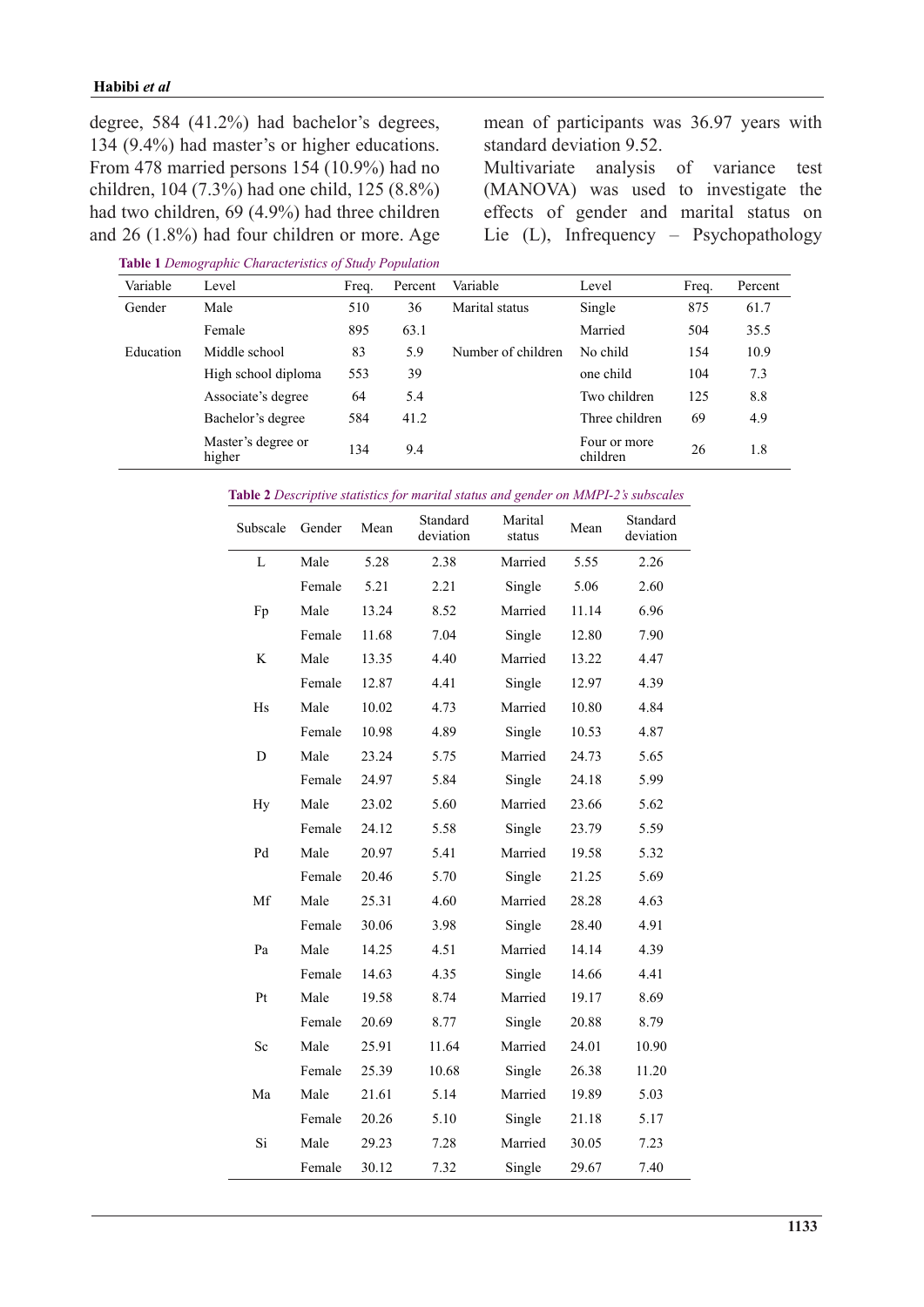degree, 584 (41.2%) had bachelor's degrees, 134 (9.4%) had master's or higher educations. From 478 married persons 154 (10.9%) had no children, 104 (7.3%) had one child, 125 (8.8%) had two children, 69 (4.9%) had three children and 26 (1.8%) had four children or more. Age mean of participants was 36.97 years with standard deviation 9.52.

Multivariate analysis of variance test (MANOVA) was used to investigate the effects of gender and marital status on Lie (L), Infrequency – Psychopathology

**Table 1** *Demographic Characteristics of Study Population*

| Variable | Level | Freq. | Percent | Variable | Level | Freq. | Percent |
|---|---|---|---|---|---|---|---|
| Gender | Male | 510 | 36 | Marital status | Single | 875 | 61.7 |
| | Female | 895 | 63.1 | | Married | 504 | 35.5 |
| Education | Middle school | 83 | 5.9 | Number of children | No child | 154 | 10.9 |
| | High school diploma | 553 | 39 | | one child | 104 | 7.3 |
| | Associate's degree | 64 | 5.4 | | Two children | 125 | 8.8 |
| | Bachelor's degree | 584 | 41.2 | | Three children | 69 | 4.9 |
| | Master's degree or higher | 134 | 9.4 | | Four or more children | 26 | 1.8 |

**Table 2** *Descriptive statistics for marital status and gender on MMPI-2's subscales*

| Subscale | Gender | Mean | Standard deviation | Marital status | Mean | Standard deviation |
|---|---|---|---|---|---|---|
| L | Male | 5.28 | 2.38 | Married | 5.55 | 2.26 |
| | Female | 5.21 | 2.21 | Single | 5.06 | 2.60 |
| Fp | Male | 13.24 | 8.52 | Married | 11.14 | 6.96 |
| | Female | 11.68 | 7.04 | Single | 12.80 | 7.90 |
| K | Male | 13.35 | 4.40 | Married | 13.22 | 4.47 |
| | Female | 12.87 | 4.41 | Single | 12.97 | 4.39 |
| Hs | Male | 10.02 | 4.73 | Married | 10.80 | 4.84 |
| | Female | 10.98 | 4.89 | Single | 10.53 | 4.87 |
| D | Male | 23.24 | 5.75 | Married | 24.73 | 5.65 |
| | Female | 24.97 | 5.84 | Single | 24.18 | 5.99 |
| Hy | Male | 23.02 | 5.60 | Married | 23.66 | 5.62 |
| | Female | 24.12 | 5.58 | Single | 23.79 | 5.59 |
| Pd | Male | 20.97 | 5.41 | Married | 19.58 | 5.32 |
| | Female | 20.46 | 5.70 | Single | 21.25 | 5.69 |
| Mf | Male | 25.31 | 4.60 | Married | 28.28 | 4.63 |
| | Female | 30.06 | 3.98 | Single | 28.40 | 4.91 |
| Pa | Male | 14.25 | 4.51 | Married | 14.14 | 4.39 |
| | Female | 14.63 | 4.35 | Single | 14.66 | 4.41 |
| Pt | Male | 19.58 | 8.74 | Married | 19.17 | 8.69 |
| | Female | 20.69 | 8.77 | Single | 20.88 | 8.79 |
| Sc | Male | 25.91 | 11.64 | Married | 24.01 | 10.90 |
| | Female | 25.39 | 10.68 | Single | 26.38 | 11.20 |
| Ma | Male | 21.61 | 5.14 | Married | 19.89 | 5.03 |
| | Female | 20.26 | 5.10 | Single | 21.18 | 5.17 |
| Si | Male | 29.23 | 7.28 | Married | 30.05 | 7.23 |
| | Female | 30.12 | 7.32 | Single | 29.67 | 7.40 |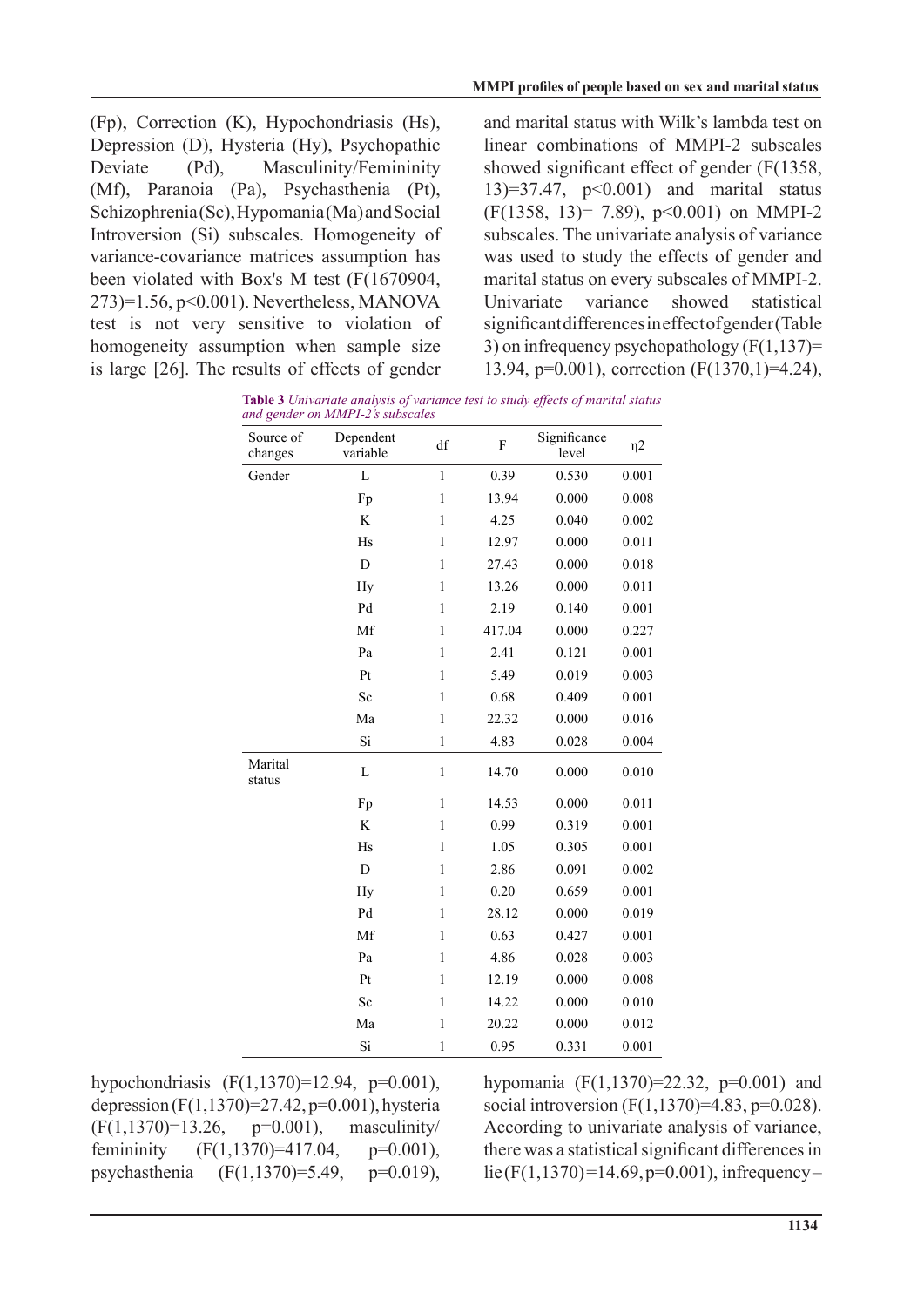(Fp), Correction (K), Hypochondriasis (Hs), Depression (D), Hysteria (Hy), Psychopathic Deviate (Pd), Masculinity/Femininity (Mf), Paranoia (Pa), Psychasthenia (Pt), Schizophrenia (Sc), Hypomania (Ma) and Social Introversion (Si) subscales. Homogeneity of variance-covariance matrices assumption has been violated with Box's M test ($F(1670904, 273)=1.56$, $p<0.001$). Nevertheless, MANOVA test is not very sensitive to violation of homogeneity assumption when sample size is large [26]. The results of effects of gender and marital status with Wilk's lambda test on linear combinations of MMPI-2 subscales showed significant effect of gender ($F(1358, 13)=37.47$, $p<0.001$) and marital status ($F(1358, 13)= 7.89$), $p<0.001$) on MMPI-2 subscales. The univariate analysis of variance was used to study the effects of gender and marital status on every subscales of MMPI-2. Univariate variance showed statistical significant differences in effect of gender (Table 3) on infrequency psychopathology ($F(1,137)= 13.94$, $p=0.001$), correction ($F(1370,1)=4.24$),

**Table 3** *Univariate analysis of variance test to study effects of marital status and gender on MMPI-2's subscales*

| Source of changes | Dependent variable | df | F | Significance level | η2 |
|---|---|---|---|---|---|
| Gender | L | 1 | 0.39 | 0.530 | 0.001 |
| | Fp | 1 | 13.94 | 0.000 | 0.008 |
| | K | 1 | 4.25 | 0.040 | 0.002 |
| | Hs | 1 | 12.97 | 0.000 | 0.011 |
| | D | 1 | 27.43 | 0.000 | 0.018 |
| | Hy | 1 | 13.26 | 0.000 | 0.011 |
| | Pd | 1 | 2.19 | 0.140 | 0.001 |
| | Mf | 1 | 417.04 | 0.000 | 0.227 |
| | Pa | 1 | 2.41 | 0.121 | 0.001 |
| | Pt | 1 | 5.49 | 0.019 | 0.003 |
| | Sc | 1 | 0.68 | 0.409 | 0.001 |
| | Ma | 1 | 22.32 | 0.000 | 0.016 |
| | Si | 1 | 4.83 | 0.028 | 0.004 |
| Marital status | L | 1 | 14.70 | 0.000 | 0.010 |
| | Fp | 1 | 14.53 | 0.000 | 0.011 |
| | K | 1 | 0.99 | 0.319 | 0.001 |
| | Hs | 1 | 1.05 | 0.305 | 0.001 |
| | D | 1 | 2.86 | 0.091 | 0.002 |
| | Hy | 1 | 0.20 | 0.659 | 0.001 |
| | Pd | 1 | 28.12 | 0.000 | 0.019 |
| | Mf | 1 | 0.63 | 0.427 | 0.001 |
| | Pa | 1 | 4.86 | 0.028 | 0.003 |
| | Pt | 1 | 12.19 | 0.000 | 0.008 |
| | Sc | 1 | 14.22 | 0.000 | 0.010 |
| | Ma | 1 | 20.22 | 0.000 | 0.012 |
| | Si | 1 | 0.95 | 0.331 | 0.001 |

hypochondriasis ($F(1,1370)=12.94$, $p=0.001$), depression ($F(1,1370)=27.42$, $p=0.001$), hysteria ($F(1,1370)=13.26$, $p=0.001$), masculinity/femininity ($F(1,1370)=417.04$, $p=0.001$), psychasthenia ($F(1,1370)=5.49$, $p=0.019$), hypomania ($F(1,1370)=22.32$, $p=0.001$) and social introversion ($F(1,1370)=4.83$, $p=0.028$). According to univariate analysis of variance, there was a statistical significant differences in lie ($F(1,1370)=14.69$, $p=0.001$), infrequency –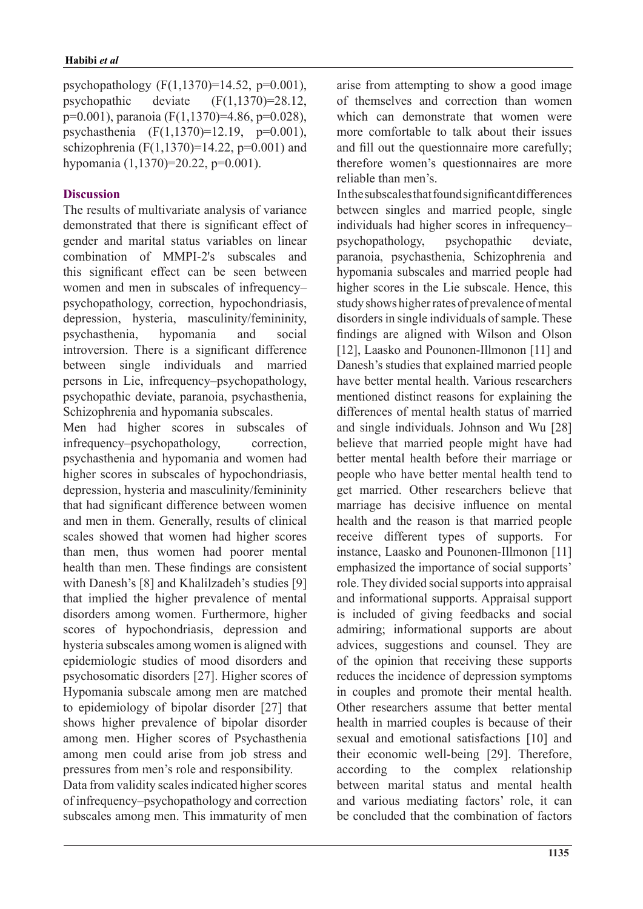psychopathology ($F(1,1370)=14.52$, $p=0.001$), psychopathic deviate ($F(1,1370)=28.12$, $p=0.001$), paranoia ($F(1,1370)=4.86$, $p=0.028$), psychasthenia ($F(1,1370)=12.19$, $p=0.001$), schizophrenia ($F(1,1370)=14.22$, $p=0.001$) and hypomania ($(1,1370)=20.22$, $p=0.001$).

## Discussion

The results of multivariate analysis of variance demonstrated that there is significant effect of gender and marital status variables on linear combination of MMPI-2's subscales and this significant effect can be seen between women and men in subscales of infrequency–psychopathology, correction, hypochondriasis, depression, hysteria, masculinity/femininity, psychasthenia, hypomania and social introversion. There is a significant difference between single individuals and married persons in Lie, infrequency–psychopathology, psychopathic deviate, paranoia, psychasthenia, Schizophrenia and hypomania subscales.

Men had higher scores in subscales of infrequency–psychopathology, correction, psychasthenia and hypomania and women had higher scores in subscales of hypochondriasis, depression, hysteria and masculinity/femininity that had significant difference between women and men in them. Generally, results of clinical scales showed that women had higher scores than men, thus women had poorer mental health than men. These findings are consistent with Danesh's [8] and Khalilzadeh's studies [9] that implied the higher prevalence of mental disorders among women. Furthermore, higher scores of hypochondriasis, depression and hysteria subscales among women is aligned with epidemiologic studies of mood disorders and psychosomatic disorders [27]. Higher scores of Hypomania subscale among men are matched to epidemiology of bipolar disorder [27] that shows higher prevalence of bipolar disorder among men. Higher scores of Psychasthenia among men could arise from job stress and pressures from men's role and responsibility.

Data from validity scales indicated higher scores of infrequency–psychopathology and correction subscales among men. This immaturity of men arise from attempting to show a good image of themselves and correction than women which can demonstrate that women were more comfortable to talk about their issues and fill out the questionnaire more carefully; therefore women's questionnaires are more reliable than men's.

In the subscales that found significant differences between singles and married people, single individuals had higher scores in infrequency–psychopathology, psychopathic deviate, paranoia, psychasthenia, Schizophrenia and hypomania subscales and married people had higher scores in the Lie subscale. Hence, this study shows higher rates of prevalence of mental disorders in single individuals of sample. These findings are aligned with Wilson and Olson [12], Laasko and Pounonen-Illmonon [11] and Danesh's studies that explained married people have better mental health. Various researchers mentioned distinct reasons for explaining the differences of mental health status of married and single individuals. Johnson and Wu [28] believe that married people might have had better mental health before their marriage or people who have better mental health tend to get married. Other researchers believe that marriage has decisive influence on mental health and the reason is that married people receive different types of supports. For instance, Laasko and Pounonen-Illmonon [11] emphasized the importance of social supports' role. They divided social supports into appraisal and informational supports. Appraisal support is included of giving feedbacks and social admiring; informational supports are about advices, suggestions and counsel. They are of the opinion that receiving these supports reduces the incidence of depression symptoms in couples and promote their mental health. Other researchers assume that better mental health in married couples is because of their sexual and emotional satisfactions [10] and their economic well-being [29]. Therefore, according to the complex relationship between marital status and mental health and various mediating factors' role, it can be concluded that the combination of factors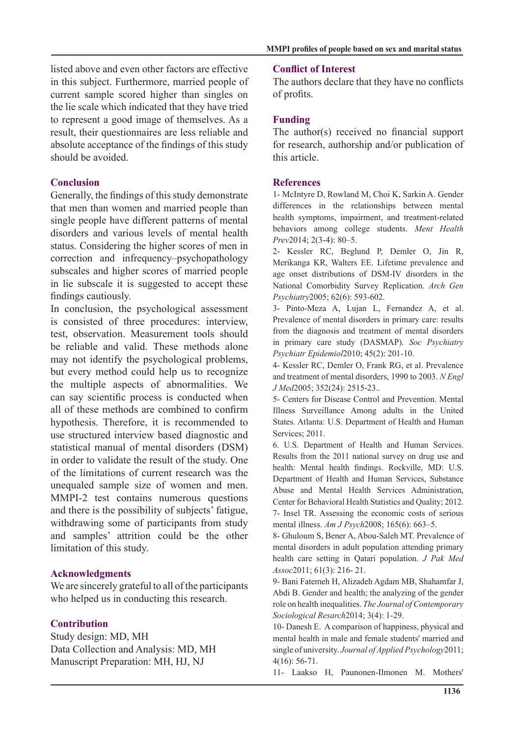listed above and even other factors are effective in this subject. Furthermore, married people of current sample scored higher than singles on the lie scale which indicated that they have tried to represent a good image of themselves. As a result, their questionnaires are less reliable and absolute acceptance of the findings of this study should be avoided.

## Conclusion

Generally, the findings of this study demonstrate that men than women and married people than single people have different patterns of mental disorders and various levels of mental health status. Considering the higher scores of men in correction and infrequency–psychopathology subscales and higher scores of married people in lie subscale it is suggested to accept these findings cautiously.

In conclusion, the psychological assessment is consisted of three procedures: interview, test, observation. Measurement tools should be reliable and valid. These methods alone may not identify the psychological problems, but every method could help us to recognize the multiple aspects of abnormalities. We can say scientific process is conducted when all of these methods are combined to confirm hypothesis. Therefore, it is recommended to use structured interview based diagnostic and statistical manual of mental disorders (DSM) in order to validate the result of the study. One of the limitations of current research was the unequaled sample size of women and men. MMPI-2 test contains numerous questions and there is the possibility of subjects' fatigue, withdrawing some of participants from study and samples' attrition could be the other limitation of this study.

## Acknowledgments

We are sincerely grateful to all of the participants who helped us in conducting this research.

## Contribution

Study design: MD, MH
Data Collection and Analysis: MD, MH
Manuscript Preparation: MH, HJ, NJ

## Conflict of Interest

The authors declare that they have no conflicts of profits.

## Funding

The author(s) received no financial support for research, authorship and/or publication of this article.

## References

1- McIntyre D, Rowland M, Choi K, Sarkin A. Gender differences in the relationships between mental health symptoms, impairment, and treatment-related behaviors among college students. *Ment Health Prev*2014; 2(3-4): 80–5.

2- Kessler RC, Beglund P, Demler O, Jin R, Merikanga KR, Walters EE. Lifetime prevalence and age onset distributions of DSM-IV disorders in the National Comorbidity Survey Replication. *Arch Gen Psychiatry*2005; 62(6): 593-602.

3- Pinto-Meza A, Lujan L, Fernandez A, et al. Prevalence of mental disorders in primary care: results from the diagnosis and treatment of mental disorders in primary care study (DASMAP). *Soc Psychiatry Psychiatr Epidemiol*2010; 45(2): 201-10.

4- Kessler RC, Demler O, Frank RG, et al. Prevalence and treatment of mental disorders, 1990 to 2003. *N Engl J Med*2005; 352(24): 2515-23..

5- Centers for Disease Control and Prevention. Mental Illness Surveillance Among adults in the United States. Atlanta: U.S. Department of Health and Human Services; 2011.

6. U.S. Department of Health and Human Services. Results from the 2011 national survey on drug use and health: Mental health findings. Rockville, MD: U.S. Department of Health and Human Services, Substance Abuse and Mental Health Services Administration, Center for Behavioral Health Statistics and Quality; 2012.

7- Insel TR. Assessing the economic costs of serious mental illness. *Am J Psych*2008; 165(6): 663–5.

8- Ghuloum S, Bener A, Abou-Saleh MT. Prevalence of mental disorders in adult population attending primary health care setting in Qatari population. *J Pak Med Assoc*2011; 61(3): 216- 21.

9- Bani Fatemeh H, Alizadeh Agdam MB, Shahamfar J, Abdi B. Gender and health; the analyzing of the gender role on health inequalities. *The Journal of Contemporary Sociological Resarch*2014; 3(4): 1-29.

10- Danesh E. A comparison of happiness, physical and mental health in male and female students' married and single of university. *Journal of Applied Psychology*2011; 4(16): 56-71.

11- Laakso H, Paunonen-Ilmonen M. Mothers'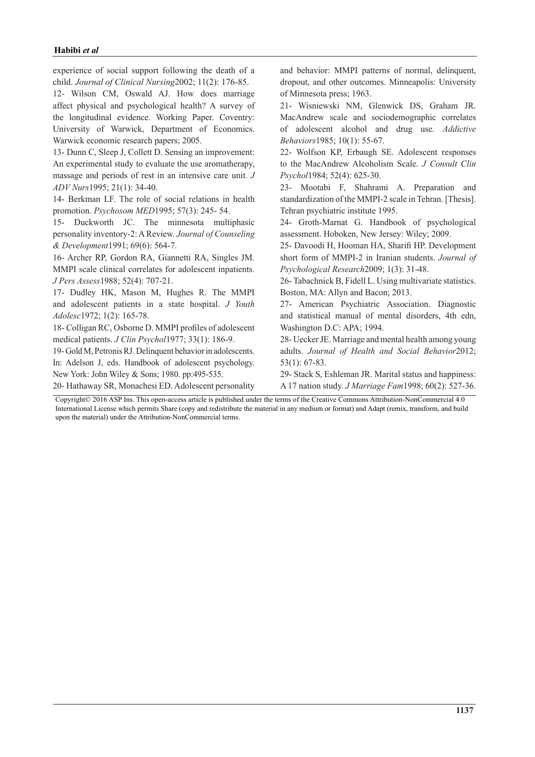experience of social support following the death of a child. *Journal of Clinical Nursing*2002; 11(2): 176-85.

12- Wilson CM, Oswald AJ. How does marriage affect physical and psychological health? A survey of the longitudinal evidence. Working Paper. Coventry: University of Warwick, Department of Economics. Warwick economic research papers; 2005.

13- Dunn C, Sleep J, Collett D. Sensing an improvement: An experimental study to evaluate the use aromatherapy, massage and periods of rest in an intensive care unit. *J ADV Nurs*1995; 21(1): 34-40.

14- Berkman LF. The role of social relations in health promotion. *Psychosom MED*1995; 57(3): 245- 54.

15- Duckworth JC. The minnesota multiphasic personality inventory-2: A Review. *Journal of Counseling & Development*1991; 69(6): 564-7.

16- Archer RP, Gordon RA, Giannetti RA, Singles JM. MMPI scale clinical correlates for adolescent inpatients. *J Pers Assess*1988; 52(4): 707-21.

17- Dudley HK, Mason M, Hughes R. The MMPI and adolescent patients in a state hospital. *J Youth Adolesc*1972; 1(2): 165-78.

18- Colligan RC, Osborne D. MMPI profiles of adolescent medical patients. *J Clin Psychol*1977; 33(1): 186-9.

19- Gold M, Petronis RJ. Delinquent behavior in adolescents. In: Adelson J, eds. Handbook of adolescent psychology. New York: John Wiley & Sons; 1980. pp:495-535.

20- Hathaway SR, Monachesi ED. Adolescent personality and behavior: MMPI patterns of normal, delinquent, dropout, and other outcomes. Minneapolis: University of Minnesota press; 1963.

21- Wisniewski NM, Glenwick DS, Graham JR. MacAndrew scale and sociodemographic correlates of adolescent alcohol and drug use. *Addictive Behaviors*1985; 10(1): 55-67.

22- Wolfson KP, Erbaugh SE. Adolescent responses to the MacAndrew Alcoholism Scale. *J Consult Clin Psychol*1984; 52(4): 625-30.

23- Mootabi F, Shahrami A. Preparation and standardization of the MMPI-2 scale in Tehran. [Thesis]. Tehran psychiatric institute 1995.

24- Groth-Marnat G. Handbook of psychological assessment. Hoboken, New Jersey: Wiley; 2009.

25- Davoodi H, Hooman HA, Sharifi HP. Development short form of MMPI-2 in Iranian students. *Journal of Psychological Research*2009; 1(3): 31-48.

26- Tabachnick B, Fidell L. Using multivariate statistics. Boston, MA: Allyn and Bacon; 2013.

27- American Psychiatric Association. Diagnostic and statistical manual of mental disorders, 4th edn, Washington D.C: APA; 1994.

28- Uecker JE. Marriage and mental health among young adults. *Journal of Health and Social Behavior*2012; 53(1): 67-83.

29- Stack S, Eshleman JR. Marital status and happiness: A 17 nation study. *J Marriage Fam*1998; 60(2): 527-36.

Copyright© 2016 ASP Ins. This open-access article is published under the terms of the Creative Commons Attribution-NonCommercial 4.0 International License which permits Share (copy and redistribute the material in any medium or format) and Adapt (remix, transform, and build upon the material) under the Attribution-NonCommercial terms.